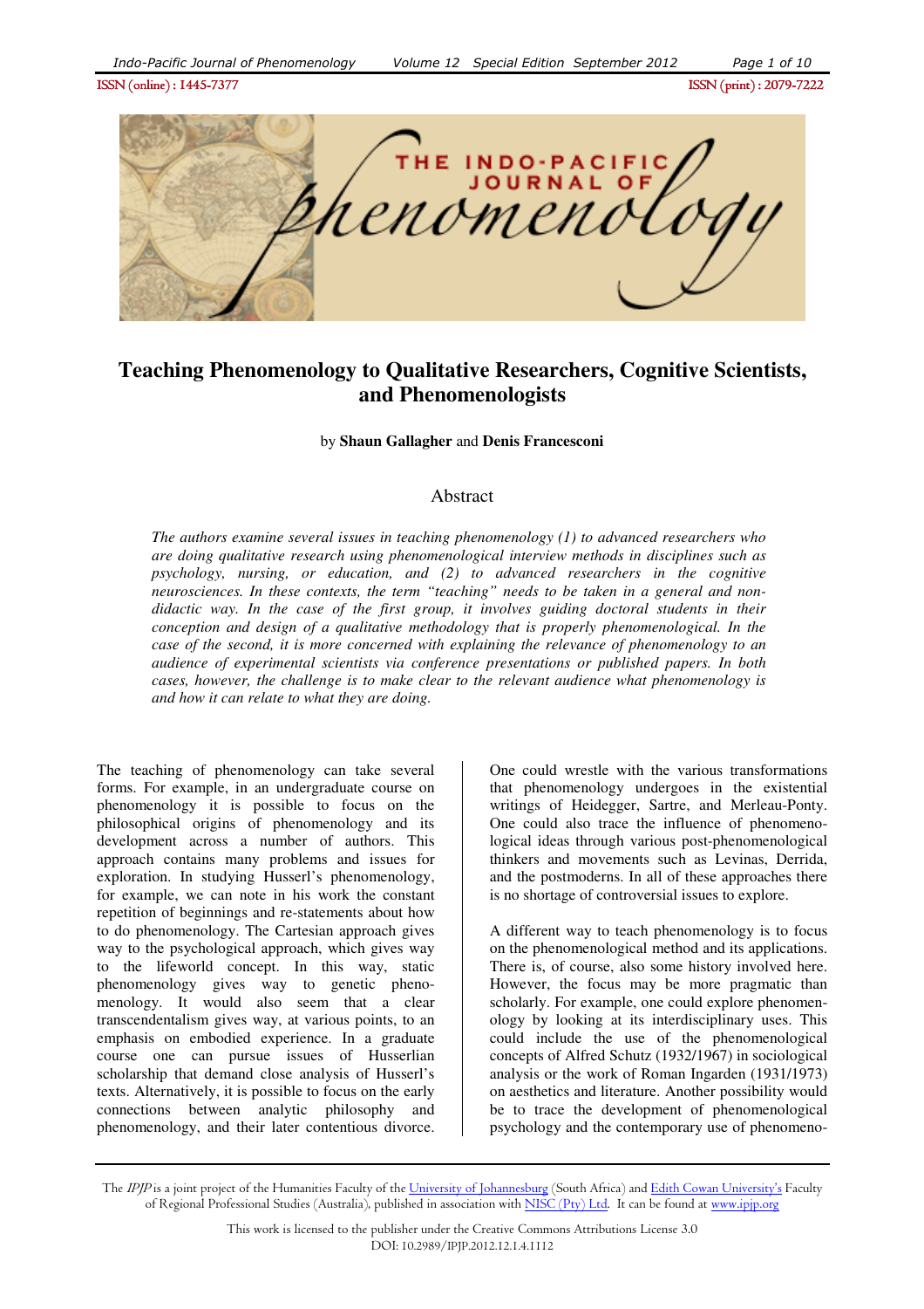# Teaching Phenomenology to Qualitative Researchers, Cognitive Scientists, and Phenomenologists

by **Shaun Gallagher** and **Denis Francesconi**

## Abstract

*The authors examine several issues in teaching phenomenology (1) to advanced researchers who are doing qualitative research using phenomenological interview methods in disciplines such as psychology, nursing, or education, and (2) to advanced researchers in the cognitive neurosciences. In these contexts, the term "teaching" needs to be taken in a general and non-didactic way. In the case of the first group, it involves guiding doctoral students in their conception and design of a qualitative methodology that is properly phenomenological. In the case of the second, it is more concerned with explaining the relevance of phenomenology to an audience of experimental scientists via conference presentations or published papers. In both cases, however, the challenge is to make clear to the relevant audience what phenomenology is and how it can relate to what they are doing.*

The teaching of phenomenology can take several forms. For example, in an undergraduate course on phenomenology it is possible to focus on the philosophical origins of phenomenology and its development across a number of authors. This approach contains many problems and issues for exploration. In studying Husserl's phenomenology, for example, we can note in his work the constant repetition of beginnings and re-statements about how to do phenomenology. The Cartesian approach gives way to the psychological approach, which gives way to the lifeworld concept. In this way, static phenomenology gives way to genetic phenomenology. It would also seem that a clear transcendentalism gives way, at various points, to an emphasis on embodied experience. In a graduate course one can pursue issues of Husserlian scholarship that demand close analysis of Husserl's texts. Alternatively, it is possible to focus on the early connections between analytic philosophy and phenomenology, and their later contentious divorce. One could wrestle with the various transformations that phenomenology undergoes in the existential writings of Heidegger, Sartre, and Merleau-Ponty. One could also trace the influence of phenomenological ideas through various post-phenomenological thinkers and movements such as Levinas, Derrida, and the postmoderns. In all of these approaches there is no shortage of controversial issues to explore.

A different way to teach phenomenology is to focus on the phenomenological method and its applications. There is, of course, also some history involved here. However, the focus may be more pragmatic than scholarly. For example, one could explore phenomenology by looking at its interdisciplinary uses. This could include the use of the phenomenological concepts of Alfred Schutz (1932/1967) in sociological analysis or the work of Roman Ingarden (1931/1973) on aesthetics and literature. Another possibility would be to trace the development of phenomenological psychology and the contemporary use of phenomeno-

The *IPJP* is a joint project of the Humanities Faculty of the University of Johannesburg (South Africa) and Edith Cowan University's Faculty of Regional Professional Studies (Australia), published in association with NISC (Pty) Ltd. It can be found at www.ipjp.org

This work is licensed to the publisher under the Creative Commons Attributions License 3.0
DOI: 10.2989/IPJP.2012.12.1.4.1112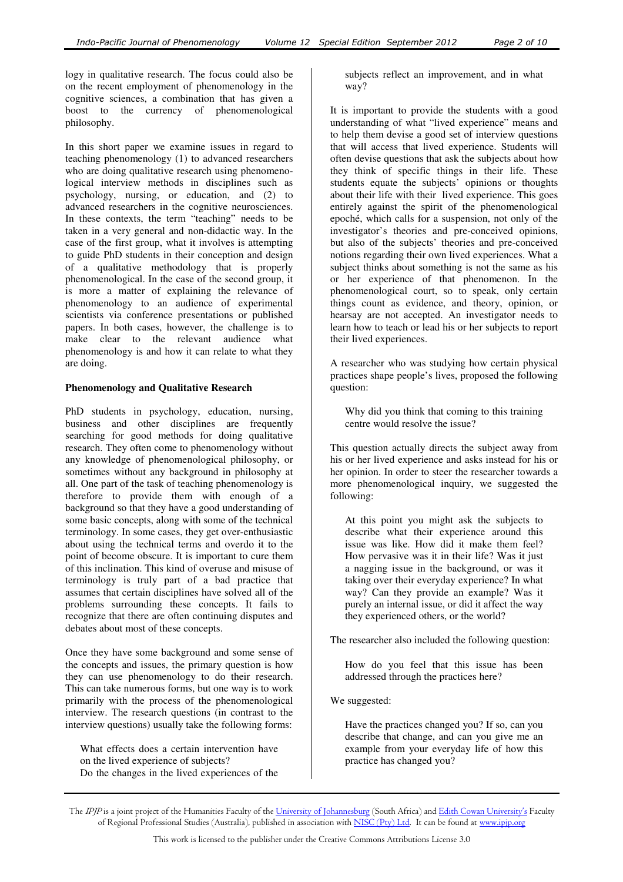logy in qualitative research. The focus could also be on the recent employment of phenomenology in the cognitive sciences, a combination that has given a boost to the currency of phenomenological philosophy.

In this short paper we examine issues in regard to teaching phenomenology (1) to advanced researchers who are doing qualitative research using phenomenological interview methods in disciplines such as psychology, nursing, or education, and (2) to advanced researchers in the cognitive neurosciences. In these contexts, the term "teaching" needs to be taken in a very general and non-didactic way. In the case of the first group, what it involves is attempting to guide PhD students in their conception and design of a qualitative methodology that is properly phenomenological. In the case of the second group, it is more a matter of explaining the relevance of phenomenology to an audience of experimental scientists via conference presentations or published papers. In both cases, however, the challenge is to make clear to the relevant audience what phenomenology is and how it can relate to what they are doing.

**Phenomenology and Qualitative Research**

PhD students in psychology, education, nursing, business and other disciplines are frequently searching for good methods for doing qualitative research. They often come to phenomenology without any knowledge of phenomenological philosophy, or sometimes without any background in philosophy at all. One part of the task of teaching phenomenology is therefore to provide them with enough of a background so that they have a good understanding of some basic concepts, along with some of the technical terminology. In some cases, they get over-enthusiastic about using the technical terms and overdo it to the point of become obscure. It is important to cure them of this inclination. This kind of overuse and misuse of terminology is truly part of a bad practice that assumes that certain disciplines have solved all of the problems surrounding these concepts. It fails to recognize that there are often continuing disputes and debates about most of these concepts.

Once they have some background and some sense of the concepts and issues, the primary question is how they can use phenomenology to do their research. This can take numerous forms, but one way is to work primarily with the process of the phenomenological interview. The research questions (in contrast to the interview questions) usually take the following forms:

> What effects does a certain intervention have on the lived experience of subjects?
> Do the changes in the lived experiences of the subjects reflect an improvement, and in what way?

It is important to provide the students with a good understanding of what "lived experience" means and to help them devise a good set of interview questions that will access that lived experience. Students will often devise questions that ask the subjects about how they think of specific things in their life. These students equate the subjects' opinions or thoughts about their life with their lived experience. This goes entirely against the spirit of the phenomenological epoché, which calls for a suspension, not only of the investigator's theories and pre-conceived opinions, but also of the subjects' theories and pre-conceived notions regarding their own lived experiences. What a subject thinks about something is not the same as his or her experience of that phenomenon. In the phenomenological court, so to speak, only certain things count as evidence, and theory, opinion, or hearsay are not accepted. An investigator needs to learn how to teach or lead his or her subjects to report their lived experiences.

A researcher who was studying how certain physical practices shape people's lives, proposed the following question:

> Why did you think that coming to this training centre would resolve the issue?

This question actually directs the subject away from his or her lived experience and asks instead for his or her opinion. In order to steer the researcher towards a more phenomenological inquiry, we suggested the following:

> At this point you might ask the subjects to describe what their experience around this issue was like. How did it make them feel? How pervasive was it in their life? Was it just a nagging issue in the background, or was it taking over their everyday experience? In what way? Can they provide an example? Was it purely an internal issue, or did it affect the way they experienced others, or the world?

The researcher also included the following question:

> How do you feel that this issue has been addressed through the practices here?

We suggested:

> Have the practices changed you? If so, can you describe that change, and can you give me an example from your everyday life of how this practice has changed you?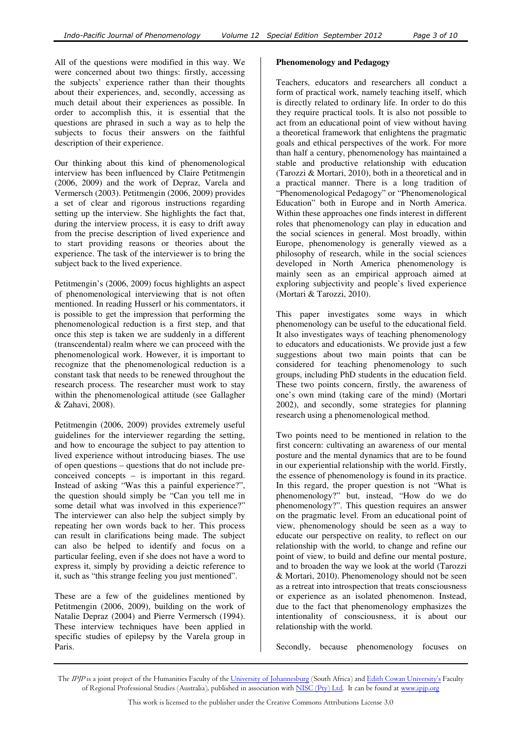All of the questions were modified in this way. We were concerned about two things: firstly, accessing the subjects' experience rather than their thoughts about their experiences, and, secondly, accessing as much detail about their experiences as possible. In order to accomplish this, it is essential that the questions are phrased in such a way as to help the subjects to focus their answers on the faithful description of their experience.

Our thinking about this kind of phenomenological interview has been influenced by Claire Petitmengin (2006, 2009) and the work of Depraz, Varela and Vermersch (2003). Petitmengin (2006, 2009) provides a set of clear and rigorous instructions regarding setting up the interview. She highlights the fact that, during the interview process, it is easy to drift away from the precise description of lived experience and to start providing reasons or theories about the experience. The task of the interviewer is to bring the subject back to the lived experience.

Petitmengin's (2006, 2009) focus highlights an aspect of phenomenological interviewing that is not often mentioned. In reading Husserl or his commentators, it is possible to get the impression that performing the phenomenological reduction is a first step, and that once this step is taken we are suddenly in a different (transcendental) realm where we can proceed with the phenomenological work. However, it is important to recognize that the phenomenological reduction is a constant task that needs to be renewed throughout the research process. The researcher must work to stay within the phenomenological attitude (see Gallagher & Zahavi, 2008).

Petitmengin (2006, 2009) provides extremely useful guidelines for the interviewer regarding the setting, and how to encourage the subject to pay attention to lived experience without introducing biases. The use of open questions – questions that do not include pre-conceived concepts – is important in this regard. Instead of asking "Was this a painful experience?", the question should simply be "Can you tell me in some detail what was involved in this experience?" The interviewer can also help the subject simply by repeating her own words back to her. This process can result in clarifications being made. The subject can also be helped to identify and focus on a particular feeling, even if she does not have a word to express it, simply by providing a deictic reference to it, such as "this strange feeling you just mentioned".

These are a few of the guidelines mentioned by Petitmengin (2006, 2009), building on the work of Natalie Depraz (2004) and Pierre Vermersch (1994). These interview techniques have been applied in specific studies of epilepsy by the Varela group in Paris.

**Phenomenology and Pedagogy**

Teachers, educators and researchers all conduct a form of practical work, namely teaching itself, which is directly related to ordinary life. In order to do this they require practical tools. It is also not possible to act from an educational point of view without having a theoretical framework that enlightens the pragmatic goals and ethical perspectives of the work. For more than half a century, phenomenology has maintained a stable and productive relationship with education (Tarozzi & Mortari, 2010), both in a theoretical and in a practical manner. There is a long tradition of "Phenomenological Pedagogy" or "Phenomenological Education" both in Europe and in North America. Within these approaches one finds interest in different roles that phenomenology can play in education and the social sciences in general. Most broadly, within Europe, phenomenology is generally viewed as a philosophy of research, while in the social sciences developed in North America phenomenology is mainly seen as an empirical approach aimed at exploring subjectivity and people's lived experience (Mortari & Tarozzi, 2010).

This paper investigates some ways in which phenomenology can be useful to the educational field. It also investigates ways of teaching phenomenology to educators and educationists. We provide just a few suggestions about two main points that can be considered for teaching phenomenology to such groups, including PhD students in the education field. These two points concern, firstly, the awareness of one's own mind (taking care of the mind) (Mortari 2002), and secondly, some strategies for planning research using a phenomenological method.

Two points need to be mentioned in relation to the first concern: cultivating an awareness of our mental posture and the mental dynamics that are to be found in our experiential relationship with the world. Firstly, the essence of phenomenology is found in its practice. In this regard, the proper question is not "What is phenomenology?" but, instead, "How do we do phenomenology?". This question requires an answer on the pragmatic level. From an educational point of view, phenomenology should be seen as a way to educate our perspective on reality, to reflect on our relationship with the world, to change and refine our point of view, to build and define our mental posture, and to broaden the way we look at the world (Tarozzi & Mortari, 2010). Phenomenology should not be seen as a retreat into introspection that treats consciousness or experience as an isolated phenomenon. Instead, due to the fact that phenomenology emphasizes the intentionality of consciousness, it is about our relationship with the world.

Secondly, because phenomenology focuses on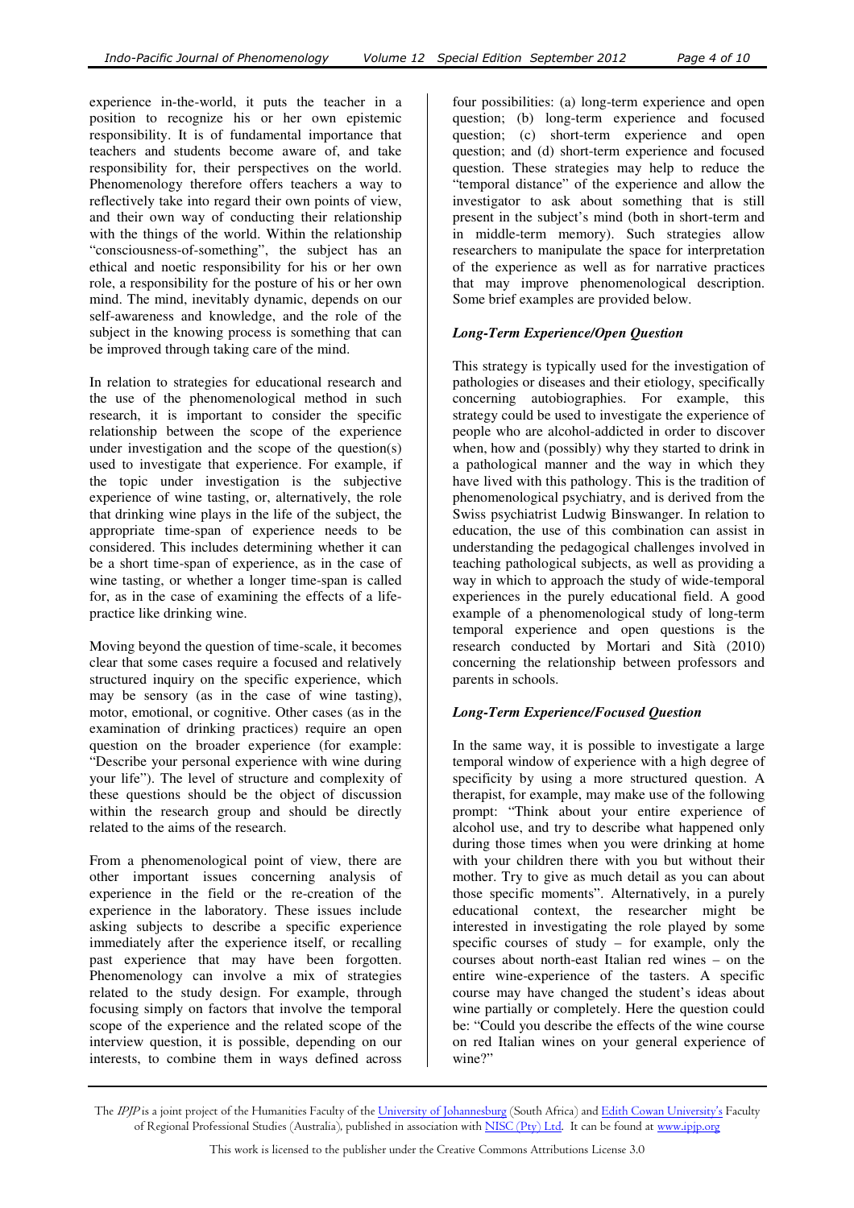experience in-the-world, it puts the teacher in a position to recognize his or her own epistemic responsibility. It is of fundamental importance that teachers and students become aware of, and take responsibility for, their perspectives on the world. Phenomenology therefore offers teachers a way to reflectively take into regard their own points of view, and their own way of conducting their relationship with the things of the world. Within the relationship "consciousness-of-something", the subject has an ethical and noetic responsibility for his or her own role, a responsibility for the posture of his or her own mind. The mind, inevitably dynamic, depends on our self-awareness and knowledge, and the role of the subject in the knowing process is something that can be improved through taking care of the mind.

In relation to strategies for educational research and the use of the phenomenological method in such research, it is important to consider the specific relationship between the scope of the experience under investigation and the scope of the question(s) used to investigate that experience. For example, if the topic under investigation is the subjective experience of wine tasting, or, alternatively, the role that drinking wine plays in the life of the subject, the appropriate time-span of experience needs to be considered. This includes determining whether it can be a short time-span of experience, as in the case of wine tasting, or whether a longer time-span is called for, as in the case of examining the effects of a life-practice like drinking wine.

Moving beyond the question of time-scale, it becomes clear that some cases require a focused and relatively structured inquiry on the specific experience, which may be sensory (as in the case of wine tasting), motor, emotional, or cognitive. Other cases (as in the examination of drinking practices) require an open question on the broader experience (for example: "Describe your personal experience with wine during your life"). The level of structure and complexity of these questions should be the object of discussion within the research group and should be directly related to the aims of the research.

From a phenomenological point of view, there are other important issues concerning analysis of experience in the field or the re-creation of the experience in the laboratory. These issues include asking subjects to describe a specific experience immediately after the experience itself, or recalling past experience that may have been forgotten. Phenomenology can involve a mix of strategies related to the study design. For example, through focusing simply on factors that involve the temporal scope of the experience and the related scope of the interview question, it is possible, depending on our interests, to combine them in ways defined across four possibilities: (a) long-term experience and open question; (b) long-term experience and focused question; (c) short-term experience and open question; and (d) short-term experience and focused question. These strategies may help to reduce the "temporal distance" of the experience and allow the investigator to ask about something that is still present in the subject's mind (both in short-term and in middle-term memory). Such strategies allow researchers to manipulate the space for interpretation of the experience as well as for narrative practices that may improve phenomenological description. Some brief examples are provided below.

### *Long-Term Experience/Open Question*

This strategy is typically used for the investigation of pathologies or diseases and their etiology, specifically concerning autobiographies. For example, this strategy could be used to investigate the experience of people who are alcohol-addicted in order to discover when, how and (possibly) why they started to drink in a pathological manner and the way in which they have lived with this pathology. This is the tradition of phenomenological psychiatry, and is derived from the Swiss psychiatrist Ludwig Binswanger. In relation to education, the use of this combination can assist in understanding the pedagogical challenges involved in teaching pathological subjects, as well as providing a way in which to approach the study of wide-temporal experiences in the purely educational field. A good example of a phenomenological study of long-term temporal experience and open questions is the research conducted by Mortari and Sità (2010) concerning the relationship between professors and parents in schools.

### *Long-Term Experience/Focused Question*

In the same way, it is possible to investigate a large temporal window of experience with a high degree of specificity by using a more structured question. A therapist, for example, may make use of the following prompt: "Think about your entire experience of alcohol use, and try to describe what happened only during those times when you were drinking at home with your children there with you but without their mother. Try to give as much detail as you can about those specific moments". Alternatively, in a purely educational context, the researcher might be interested in investigating the role played by some specific courses of study – for example, only the courses about north-east Italian red wines – on the entire wine-experience of the tasters. A specific course may have changed the student's ideas about wine partially or completely. Here the question could be: "Could you describe the effects of the wine course on red Italian wines on your general experience of wine?"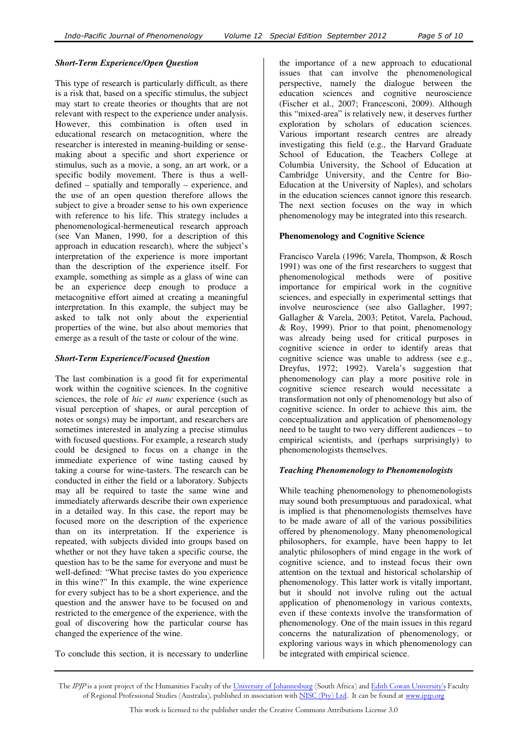### *Short-Term Experience/Open Question*

This type of research is particularly difficult, as there is a risk that, based on a specific stimulus, the subject may start to create theories or thoughts that are not relevant with respect to the experience under analysis. However, this combination is often used in educational research on metacognition, where the researcher is interested in meaning-building or sense-making about a specific and short experience or stimulus, such as a movie, a song, an art work, or a specific bodily movement. There is thus a well-defined – spatially and temporally – experience, and the use of an open question therefore allows the subject to give a broader sense to his own experience with reference to his life. This strategy includes a phenomenological-hermeneutical research approach (see Van Manen, 1990, for a description of this approach in education research), where the subject's interpretation of the experience is more important than the description of the experience itself. For example, something as simple as a glass of wine can be an experience deep enough to produce a metacognitive effort aimed at creating a meaningful interpretation. In this example, the subject may be asked to talk not only about the experiential properties of the wine, but also about memories that emerge as a result of the taste or colour of the wine.

### *Short-Term Experience/Focused Question*

The last combination is a good fit for experimental work within the cognitive sciences. In the cognitive sciences, the role of *hic et nunc* experience (such as visual perception of shapes, or aural perception of notes or songs) may be important, and researchers are sometimes interested in analyzing a precise stimulus with focused questions. For example, a research study could be designed to focus on a change in the immediate experience of wine tasting caused by taking a course for wine-tasters. The research can be conducted in either the field or a laboratory. Subjects may all be required to taste the same wine and immediately afterwards describe their own experience in a detailed way. In this case, the report may be focused more on the description of the experience than on its interpretation. If the experience is repeated, with subjects divided into groups based on whether or not they have taken a specific course, the question has to be the same for everyone and must be well-defined: "What precise tastes do you experience in this wine?" In this example, the wine experience for every subject has to be a short experience, and the question and the answer have to be focused on and restricted to the emergence of the experience, with the goal of discovering how the particular course has changed the experience of the wine.

To conclude this section, it is necessary to underline the importance of a new approach to educational issues that can involve the phenomenological perspective, namely the dialogue between the education sciences and cognitive neuroscience (Fischer et al., 2007; Francesconi, 2009). Although this "mixed-area" is relatively new, it deserves further exploration by scholars of education sciences. Various important research centres are already investigating this field (e.g., the Harvard Graduate School of Education, the Teachers College at Columbia University, the School of Education at Cambridge University, and the Centre for Bio-Education at the University of Naples), and scholars in the education sciences cannot ignore this research. The next section focuses on the way in which phenomenology may be integrated into this research.

## Phenomenology and Cognitive Science

Francisco Varela (1996; Varela, Thompson, & Rosch 1991) was one of the first researchers to suggest that phenomenological methods were of positive importance for empirical work in the cognitive sciences, and especially in experimental settings that involve neuroscience (see also Gallagher, 1997; Gallagher & Varela, 2003; Petitot, Varela, Pachoud, & Roy, 1999). Prior to that point, phenomenology was already being used for critical purposes in cognitive science in order to identify areas that cognitive science was unable to address (see e.g., Dreyfus, 1972; 1992). Varela's suggestion that phenomenology can play a more positive role in cognitive science research would necessitate a transformation not only of phenomenology but also of cognitive science. In order to achieve this aim, the conceptualization and application of phenomenology need to be taught to two very different audiences – to empirical scientists, and (perhaps surprisingly) to phenomenologists themselves.

### *Teaching Phenomenology to Phenomenologists*

While teaching phenomenology to phenomenologists may sound both presumptuous and paradoxical, what is implied is that phenomenologists themselves have to be made aware of all of the various possibilities offered by phenomenology. Many phenomenological philosophers, for example, have been happy to let analytic philosophers of mind engage in the work of cognitive science, and to instead focus their own attention on the textual and historical scholarship of phenomenology. This latter work is vitally important, but it should not involve ruling out the actual application of phenomenology in various contexts, even if these contexts involve the transformation of phenomenology. One of the main issues in this regard concerns the naturalization of phenomenology, or exploring various ways in which phenomenology can be integrated with empirical science.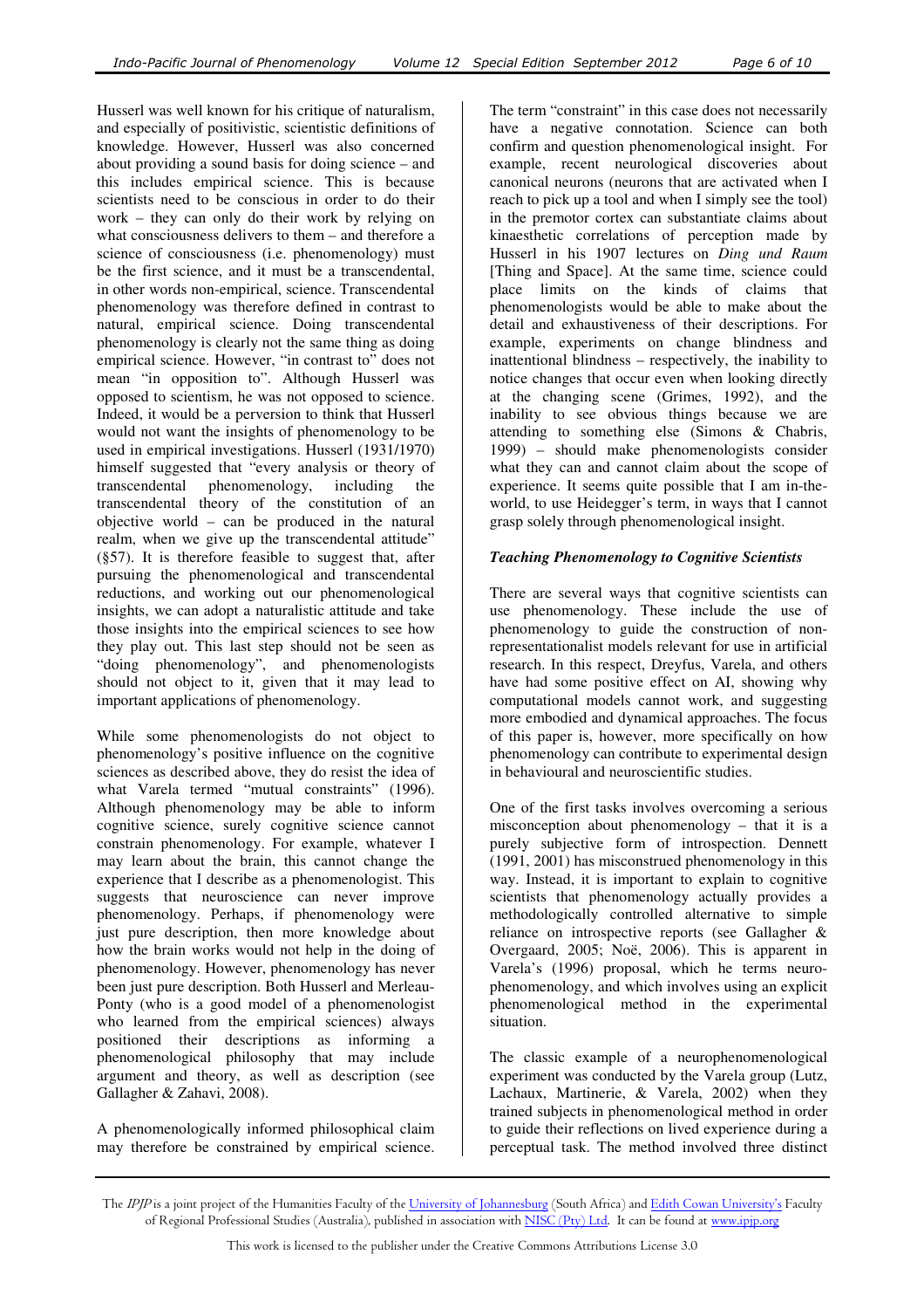Husserl was well known for his critique of naturalism, and especially of positivistic, scientistic definitions of knowledge. However, Husserl was also concerned about providing a sound basis for doing science – and this includes empirical science. This is because scientists need to be conscious in order to do their work – they can only do their work by relying on what consciousness delivers to them – and therefore a science of consciousness (i.e. phenomenology) must be the first science, and it must be a transcendental, in other words non-empirical, science. Transcendental phenomenology was therefore defined in contrast to natural, empirical science. Doing transcendental phenomenology is clearly not the same thing as doing empirical science. However, "in contrast to" does not mean "in opposition to". Although Husserl was opposed to scientism, he was not opposed to science. Indeed, it would be a perversion to think that Husserl would not want the insights of phenomenology to be used in empirical investigations. Husserl (1931/1970) himself suggested that "every analysis or theory of transcendental phenomenology, including the transcendental theory of the constitution of an objective world – can be produced in the natural realm, when we give up the transcendental attitude" (§57). It is therefore feasible to suggest that, after pursuing the phenomenological and transcendental reductions, and working out our phenomenological insights, we can adopt a naturalistic attitude and take those insights into the empirical sciences to see how they play out. This last step should not be seen as "doing phenomenology", and phenomenologists should not object to it, given that it may lead to important applications of phenomenology.

While some phenomenologists do not object to phenomenology's positive influence on the cognitive sciences as described above, they do resist the idea of what Varela termed "mutual constraints" (1996). Although phenomenology may be able to inform cognitive science, surely cognitive science cannot constrain phenomenology. For example, whatever I may learn about the brain, this cannot change the experience that I describe as a phenomenologist. This suggests that neuroscience can never improve phenomenology. Perhaps, if phenomenology were just pure description, then more knowledge about how the brain works would not help in the doing of phenomenology. However, phenomenology has never been just pure description. Both Husserl and Merleau-Ponty (who is a good model of a phenomenologist who learned from the empirical sciences) always positioned their descriptions as informing a phenomenological philosophy that may include argument and theory, as well as description (see Gallagher & Zahavi, 2008).

A phenomenologically informed philosophical claim may therefore be constrained by empirical science. The term "constraint" in this case does not necessarily have a negative connotation. Science can both confirm and question phenomenological insight. For example, recent neurological discoveries about canonical neurons (neurons that are activated when I reach to pick up a tool and when I simply see the tool) in the premotor cortex can substantiate claims about kinaesthetic correlations of perception made by Husserl in his 1907 lectures on *Ding und Raum* [Thing and Space]. At the same time, science could place limits on the kinds of claims that phenomenologists would be able to make about the detail and exhaustiveness of their descriptions. For example, experiments on change blindness and inattentional blindness – respectively, the inability to notice changes that occur even when looking directly at the changing scene (Grimes, 1992), and the inability to see obvious things because we are attending to something else (Simons & Chabris, 1999) – should make phenomenologists consider what they can and cannot claim about the scope of experience. It seems quite possible that I am in-the-world, to use Heidegger's term, in ways that I cannot grasp solely through phenomenological insight.

### *Teaching Phenomenology to Cognitive Scientists*

There are several ways that cognitive scientists can use phenomenology. These include the use of phenomenology to guide the construction of non-representationalist models relevant for use in artificial research. In this respect, Dreyfus, Varela, and others have had some positive effect on AI, showing why computational models cannot work, and suggesting more embodied and dynamical approaches. The focus of this paper is, however, more specifically on how phenomenology can contribute to experimental design in behavioural and neuroscientific studies.

One of the first tasks involves overcoming a serious misconception about phenomenology – that it is a purely subjective form of introspection. Dennett (1991, 2001) has misconstrued phenomenology in this way. Instead, it is important to explain to cognitive scientists that phenomenology actually provides a methodologically controlled alternative to simple reliance on introspective reports (see Gallagher & Overgaard, 2005; Noë, 2006). This is apparent in Varela's (1996) proposal, which he terms neuro-phenomenology, and which involves using an explicit phenomenological method in the experimental situation.

The classic example of a neurophenomenological experiment was conducted by the Varela group (Lutz, Lachaux, Martinerie, & Varela, 2002) when they trained subjects in phenomenological method in order to guide their reflections on lived experience during a perceptual task. The method involved three distinct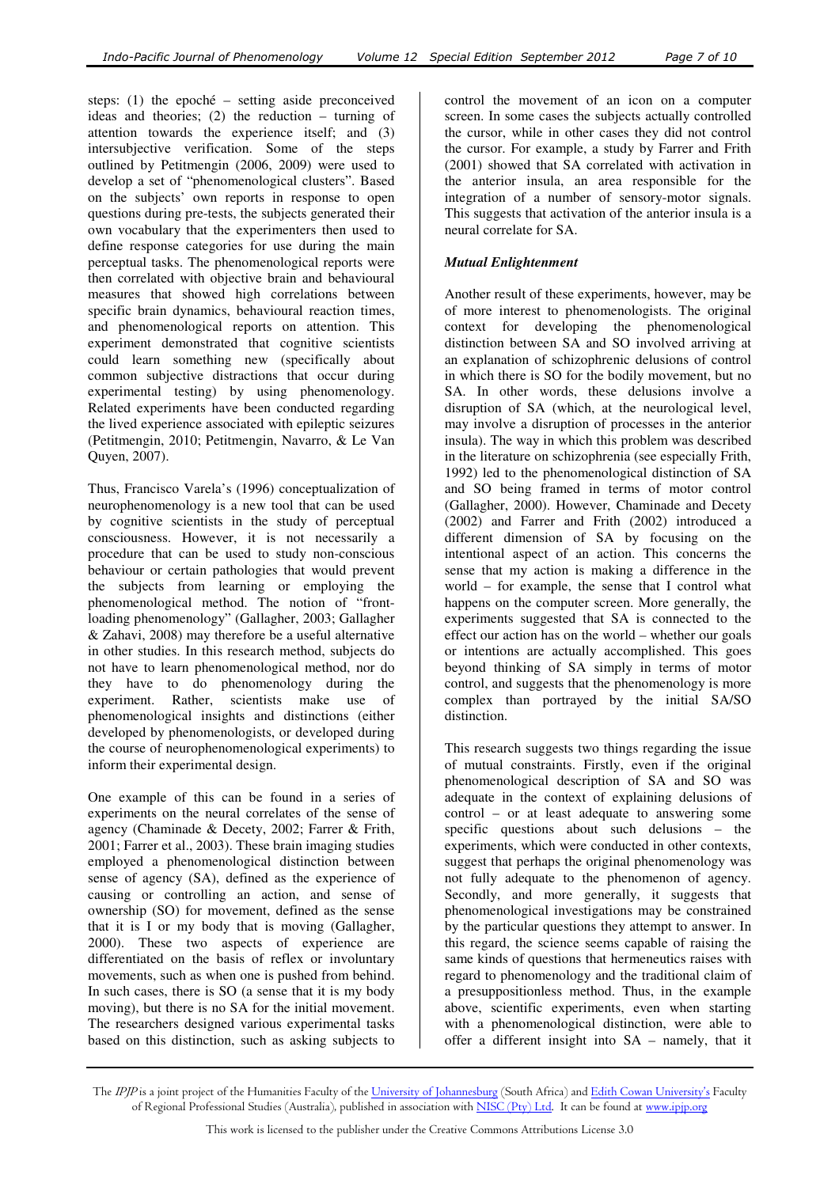steps: (1) the epoché – setting aside preconceived ideas and theories; (2) the reduction – turning of attention towards the experience itself; and (3) intersubjective verification. Some of the steps outlined by Petitmengin (2006, 2009) were used to develop a set of "phenomenological clusters". Based on the subjects' own reports in response to open questions during pre-tests, the subjects generated their own vocabulary that the experimenters then used to define response categories for use during the main perceptual tasks. The phenomenological reports were then correlated with objective brain and behavioural measures that showed high correlations between specific brain dynamics, behavioural reaction times, and phenomenological reports on attention. This experiment demonstrated that cognitive scientists could learn something new (specifically about common subjective distractions that occur during experimental testing) by using phenomenology. Related experiments have been conducted regarding the lived experience associated with epileptic seizures (Petitmengin, 2010; Petitmengin, Navarro, & Le Van Quyen, 2007).

Thus, Francisco Varela's (1996) conceptualization of neurophenomenology is a new tool that can be used by cognitive scientists in the study of perceptual consciousness. However, it is not necessarily a procedure that can be used to study non-conscious behaviour or certain pathologies that would prevent the subjects from learning or employing the phenomenological method. The notion of "front-loading phenomenology" (Gallagher, 2003; Gallagher & Zahavi, 2008) may therefore be a useful alternative in other studies. In this research method, subjects do not have to learn phenomenological method, nor do they have to do phenomenology during the experiment. Rather, scientists make use of phenomenological insights and distinctions (either developed by phenomenologists, or developed during the course of neurophenomenological experiments) to inform their experimental design.

One example of this can be found in a series of experiments on the neural correlates of the sense of agency (Chaminade & Decety, 2002; Farrer & Frith, 2001; Farrer et al., 2003). These brain imaging studies employed a phenomenological distinction between sense of agency (SA), defined as the experience of causing or controlling an action, and sense of ownership (SO) for movement, defined as the sense that it is I or my body that is moving (Gallagher, 2000). These two aspects of experience are differentiated on the basis of reflex or involuntary movements, such as when one is pushed from behind. In such cases, there is SO (a sense that it is my body moving), but there is no SA for the initial movement. The researchers designed various experimental tasks based on this distinction, such as asking subjects to control the movement of an icon on a computer screen. In some cases the subjects actually controlled the cursor, while in other cases they did not control the cursor. For example, a study by Farrer and Frith (2001) showed that SA correlated with activation in the anterior insula, an area responsible for the integration of a number of sensory-motor signals. This suggests that activation of the anterior insula is a neural correlate for SA.

### *Mutual Enlightenment*

Another result of these experiments, however, may be of more interest to phenomenologists. The original context for developing the phenomenological distinction between SA and SO involved arriving at an explanation of schizophrenic delusions of control in which there is SO for the bodily movement, but no SA. In other words, these delusions involve a disruption of SA (which, at the neurological level, may involve a disruption of processes in the anterior insula). The way in which this problem was described in the literature on schizophrenia (see especially Frith, 1992) led to the phenomenological distinction of SA and SO being framed in terms of motor control (Gallagher, 2000). However, Chaminade and Decety (2002) and Farrer and Frith (2002) introduced a different dimension of SA by focusing on the intentional aspect of an action. This concerns the sense that my action is making a difference in the world – for example, the sense that I control what happens on the computer screen. More generally, the experiments suggested that SA is connected to the effect our action has on the world – whether our goals or intentions are actually accomplished. This goes beyond thinking of SA simply in terms of motor control, and suggests that the phenomenology is more complex than portrayed by the initial SA/SO distinction.

This research suggests two things regarding the issue of mutual constraints. Firstly, even if the original phenomenological description of SA and SO was adequate in the context of explaining delusions of control – or at least adequate to answering some specific questions about such delusions – the experiments, which were conducted in other contexts, suggest that perhaps the original phenomenology was not fully adequate to the phenomenon of agency. Secondly, and more generally, it suggests that phenomenological investigations may be constrained by the particular questions they attempt to answer. In this regard, the science seems capable of raising the same kinds of questions that hermeneutics raises with regard to phenomenology and the traditional claim of a presuppositionless method. Thus, in the example above, scientific experiments, even when starting with a phenomenological distinction, were able to offer a different insight into SA – namely, that it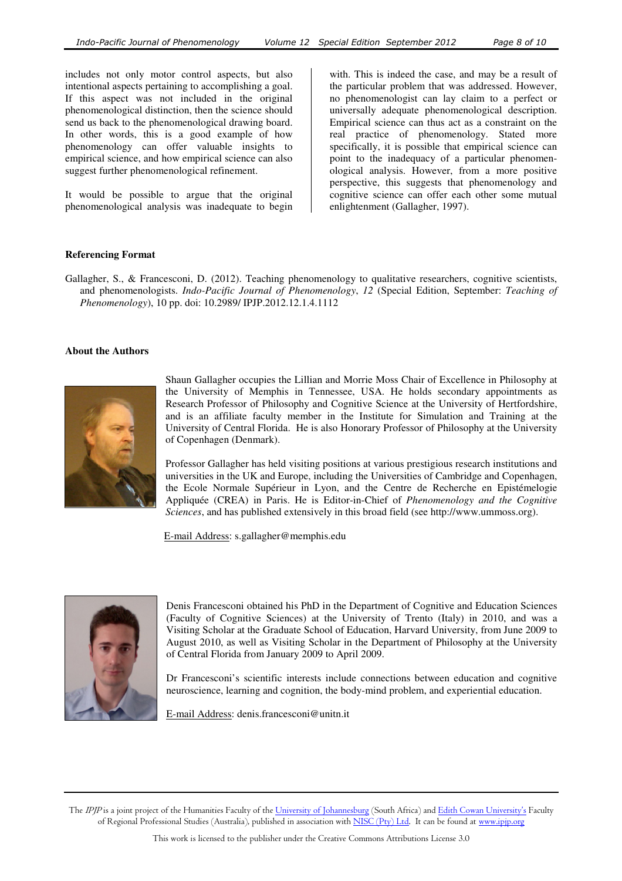includes not only motor control aspects, but also intentional aspects pertaining to accomplishing a goal. If this aspect was not included in the original phenomenological distinction, then the science should send us back to the phenomenological drawing board. In other words, this is a good example of how phenomenology can offer valuable insights to empirical science, and how empirical science can also suggest further phenomenological refinement.

It would be possible to argue that the original phenomenological analysis was inadequate to begin with. This is indeed the case, and may be a result of the particular problem that was addressed. However, no phenomenologist can lay claim to a perfect or universally adequate phenomenological description. Empirical science can thus act as a constraint on the real practice of phenomenology. Stated more specifically, it is possible that empirical science can point to the inadequacy of a particular phenomenological analysis. However, from a more positive perspective, this suggests that phenomenology and cognitive science can offer each other some mutual enlightenment (Gallagher, 1997).

**Referencing Format**

Gallagher, S., & Francesconi, D. (2012). Teaching phenomenology to qualitative researchers, cognitive scientists, and phenomenologists. *Indo-Pacific Journal of Phenomenology*, *12* (Special Edition, September: *Teaching of Phenomenology*), 10 pp. doi: 10.2989/ IPJP.2012.12.1.4.1112

**About the Authors**

Shaun Gallagher occupies the Lillian and Morrie Moss Chair of Excellence in Philosophy at the University of Memphis in Tennessee, USA. He holds secondary appointments as Research Professor of Philosophy and Cognitive Science at the University of Hertfordshire, and is an affiliate faculty member in the Institute for Simulation and Training at the University of Central Florida. He is also Honorary Professor of Philosophy at the University of Copenhagen (Denmark).

Professor Gallagher has held visiting positions at various prestigious research institutions and universities in the UK and Europe, including the Universities of Cambridge and Copenhagen, the Ecole Normale Supérieur in Lyon, and the Centre de Recherche en Epistémelogie Appliquée (CREA) in Paris. He is Editor-in-Chief of *Phenomenology and the Cognitive Sciences*, and has published extensively in this broad field (see http://www.ummoss.org).

E-mail Address: s.gallagher@memphis.edu

Denis Francesconi obtained his PhD in the Department of Cognitive and Education Sciences (Faculty of Cognitive Sciences) at the University of Trento (Italy) in 2010, and was a Visiting Scholar at the Graduate School of Education, Harvard University, from June 2009 to August 2010, as well as Visiting Scholar in the Department of Philosophy at the University of Central Florida from January 2009 to April 2009.

Dr Francesconi's scientific interests include connections between education and cognitive neuroscience, learning and cognition, the body-mind problem, and experiential education.

E-mail Address: denis.francesconi@unitn.it

The *IPJP* is a joint project of the Humanities Faculty of the University of Johannesburg (South Africa) and Edith Cowan University's Faculty of Regional Professional Studies (Australia), published in association with NISC (Pty) Ltd. It can be found at www.ipjp.org

This work is licensed to the publisher under the Creative Commons Attributions License 3.0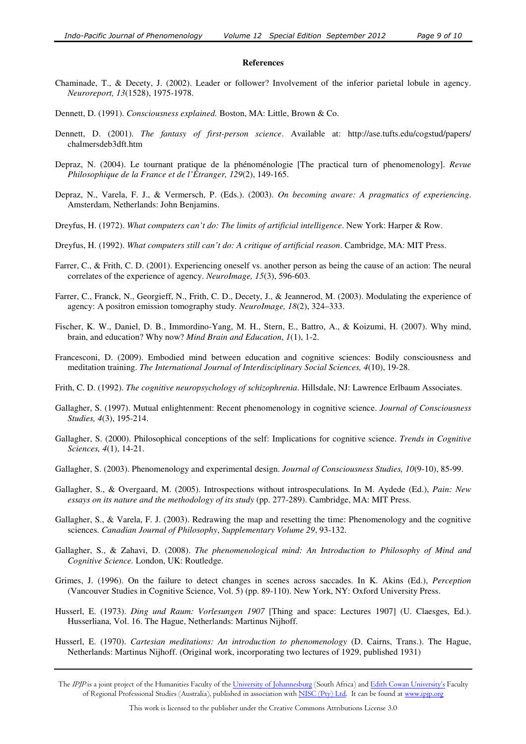**References**

Chaminade, T., & Decety, J. (2002). Leader or follower? Involvement of the inferior parietal lobule in agency. *Neuroreport, 13*(1528), 1975-1978.

Dennett, D. (1991). *Consciousness explained.* Boston, MA: Little, Brown & Co.

Dennett, D. (2001). *The fantasy of first-person science*. Available at: http://ase.tufts.edu/cogstud/papers/chalmersdeb3dft.htm

Depraz, N. (2004). Le tournant pratique de la phénoménologie [The practical turn of phenomenology]. *Revue Philosophique de la France et de l'Étranger, 129*(2), 149-165.

Depraz, N., Varela, F. J., & Vermersch, P. (Eds.). (2003). *On becoming aware: A pragmatics of experiencing*. Amsterdam, Netherlands: John Benjamins.

Dreyfus, H. (1972). *What computers can't do: The limits of artificial intelligence*. New York: Harper & Row.

Dreyfus, H. (1992). *What computers still can't do: A critique of artificial reason*. Cambridge, MA: MIT Press.

Farrer, C., & Frith, C. D. (2001). Experiencing oneself vs. another person as being the cause of an action: The neural correlates of the experience of agency. *NeuroImage, 15*(3), 596-603.

Farrer, C., Franck, N., Georgieff, N., Frith, C. D., Decety, J., & Jeannerod, M. (2003). Modulating the experience of agency: A positron emission tomography study. *NeuroImage, 18*(2), 324–333.

Fischer, K. W., Daniel, D. B., Immordino-Yang, M. H., Stern, E., Battro, A., & Koizumi, H. (2007). Why mind, brain, and education? Why now? *Mind Brain and Education*, *1*(1), 1-2.

Francesconi, D. (2009). Embodied mind between education and cognitive sciences: Bodily consciousness and meditation training. *The International Journal of Interdisciplinary Social Sciences, 4*(10), 19-28.

Frith, C. D. (1992). *The cognitive neuropsychology of schizophrenia*. Hillsdale, NJ: Lawrence Erlbaum Associates.

Gallagher, S. (1997). Mutual enlightenment: Recent phenomenology in cognitive science. *Journal of Consciousness Studies, 4*(3), 195-214.

Gallagher, S. (2000). Philosophical conceptions of the self: Implications for cognitive science. *Trends in Cognitive Sciences, 4*(1), 14-21.

Gallagher, S. (2003). Phenomenology and experimental design. *Journal of Consciousness Studies, 10*(9-10), 85-99.

Gallagher, S., & Overgaard, M. (2005). Introspections without introspeculations*.* In M. Aydede (Ed.), *Pain: New essays on its nature and the methodology of its study* (pp. 277-289). Cambridge, MA: MIT Press.

Gallagher, S., & Varela, F. J. (2003). Redrawing the map and resetting the time: Phenomenology and the cognitive sciences. *Canadian Journal of Philosophy*, *Supplementary Volume 29*, 93-132.

Gallagher, S., & Zahavi, D. (2008). *The phenomenological mind: An Introduction to Philosophy of Mind and Cognitive Science.* London, UK: Routledge.

Grimes, J. (1996). On the failure to detect changes in scenes across saccades. In K. Akins (Ed.), *Perception* (Vancouver Studies in Cognitive Science, Vol. 5) (pp. 89-110). New York, NY: Oxford University Press.

Husserl, E. (1973). *Ding und Raum: Vorlesungen 1907* [Thing and space: Lectures 1907] (U. Claesges, Ed.). Husserliana, Vol. 16. The Hague, Netherlands: Martinus Nijhoff.

Husserl, E. (1970). *Cartesian meditations: An introduction to phenomenology* (D. Cairns, Trans.). The Hague, Netherlands: Martinus Nijhoff. (Original work, incorporating two lectures of 1929, published 1931)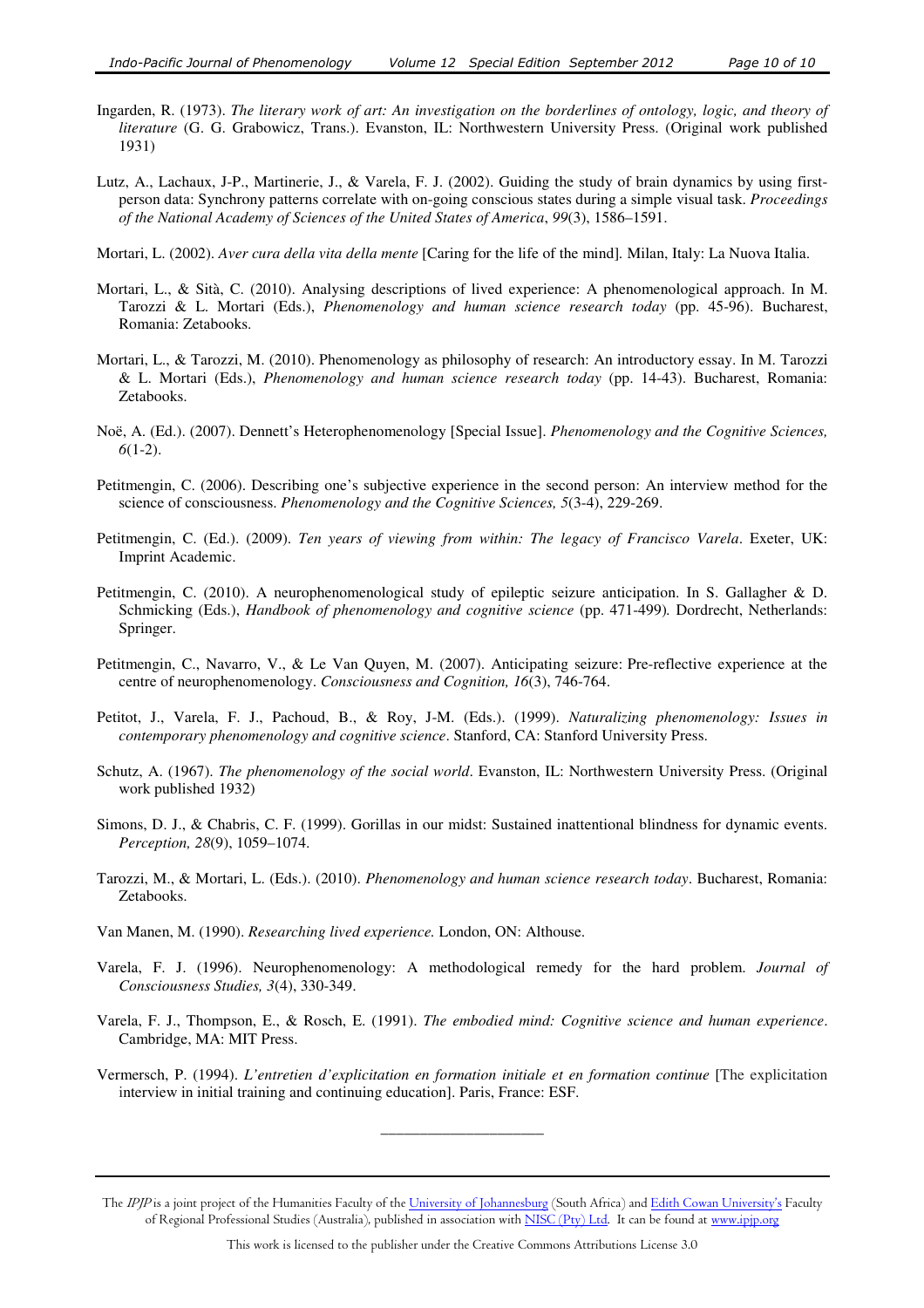Ingarden, R. (1973). *The literary work of art: An investigation on the borderlines of ontology, logic, and theory of literature* (G. G. Grabowicz, Trans.). Evanston, IL: Northwestern University Press. (Original work published 1931)

Lutz, A., Lachaux, J-P., Martinerie, J., & Varela, F. J. (2002). Guiding the study of brain dynamics by using first-person data: Synchrony patterns correlate with on-going conscious states during a simple visual task. *Proceedings of the National Academy of Sciences of the United States of America*, *99*(3), 1586–1591.

Mortari, L. (2002). *Aver cura della vita della mente* [Caring for the life of the mind]*.* Milan, Italy: La Nuova Italia.

Mortari, L., & Sità, C. (2010). Analysing descriptions of lived experience: A phenomenological approach. In M. Tarozzi & L. Mortari (Eds.), *Phenomenology and human science research today* (pp. 45-96). Bucharest, Romania: Zetabooks.

Mortari, L., & Tarozzi, M. (2010). Phenomenology as philosophy of research: An introductory essay. In M. Tarozzi & L. Mortari (Eds.), *Phenomenology and human science research today* (pp. 14-43). Bucharest, Romania: Zetabooks.

Noë, A. (Ed.). (2007). Dennett's Heterophenomenology [Special Issue]. *Phenomenology and the Cognitive Sciences, 6*(1-2).

Petitmengin, C. (2006). Describing one's subjective experience in the second person: An interview method for the science of consciousness. *Phenomenology and the Cognitive Sciences, 5*(3-4), 229-269.

Petitmengin, C. (Ed.). (2009). *Ten years of viewing from within: The legacy of Francisco Varela*. Exeter, UK: Imprint Academic.

Petitmengin, C. (2010). A neurophenomenological study of epileptic seizure anticipation. In S. Gallagher & D. Schmicking (Eds.), *Handbook of phenomenology and cognitive science* (pp. 471-499)*.* Dordrecht, Netherlands: Springer.

Petitmengin, C., Navarro, V., & Le Van Quyen, M. (2007). Anticipating seizure: Pre-reflective experience at the centre of neurophenomenology. *Consciousness and Cognition, 16*(3), 746-764.

Petitot, J., Varela, F. J., Pachoud, B., & Roy, J-M. (Eds.). (1999). *Naturalizing phenomenology: Issues in contemporary phenomenology and cognitive science*. Stanford, CA: Stanford University Press.

Schutz, A. (1967). *The phenomenology of the social world*. Evanston, IL: Northwestern University Press. (Original work published 1932)

Simons, D. J., & Chabris, C. F. (1999). Gorillas in our midst: Sustained inattentional blindness for dynamic events. *Perception, 28*(9), 1059–1074.

Tarozzi, M., & Mortari, L. (Eds.). (2010). *Phenomenology and human science research today*. Bucharest, Romania: Zetabooks.

Van Manen, M. (1990). *Researching lived experience.* London, ON: Althouse.

Varela, F. J. (1996). Neurophenomenology: A methodological remedy for the hard problem. *Journal of Consciousness Studies, 3*(4), 330-349.

Varela, F. J., Thompson, E., & Rosch, E. (1991). *The embodied mind: Cognitive science and human experience*. Cambridge, MA: MIT Press.

Vermersch, P. (1994). *L'entretien d'explicitation en formation initiale et en formation continue* [The explicitation interview in initial training and continuing education]. Paris, France: ESF.

______________________

The *IPJP* is a joint project of the Humanities Faculty of the University of Johannesburg (South Africa) and Edith Cowan University's Faculty of Regional Professional Studies (Australia), published in association with NISC (Pty) Ltd. It can be found at www.ipjp.org

This work is licensed to the publisher under the Creative Commons Attributions License 3.0